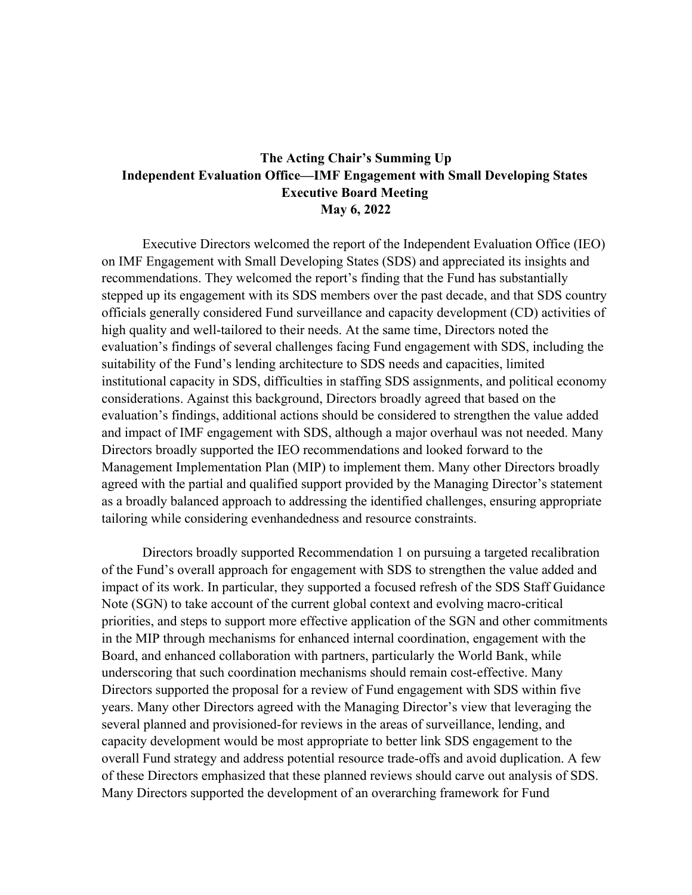**The Acting Chair's Summing Up**
**Independent Evaluation Office—IMF Engagement with Small Developing States**
**Executive Board Meeting**
**May 6, 2022**

Executive Directors welcomed the report of the Independent Evaluation Office (IEO) on IMF Engagement with Small Developing States (SDS) and appreciated its insights and recommendations. They welcomed the report's finding that the Fund has substantially stepped up its engagement with its SDS members over the past decade, and that SDS country officials generally considered Fund surveillance and capacity development (CD) activities of high quality and well-tailored to their needs. At the same time, Directors noted the evaluation's findings of several challenges facing Fund engagement with SDS, including the suitability of the Fund's lending architecture to SDS needs and capacities, limited institutional capacity in SDS, difficulties in staffing SDS assignments, and political economy considerations. Against this background, Directors broadly agreed that based on the evaluation's findings, additional actions should be considered to strengthen the value added and impact of IMF engagement with SDS, although a major overhaul was not needed. Many Directors broadly supported the IEO recommendations and looked forward to the Management Implementation Plan (MIP) to implement them. Many other Directors broadly agreed with the partial and qualified support provided by the Managing Director's statement as a broadly balanced approach to addressing the identified challenges, ensuring appropriate tailoring while considering evenhandedness and resource constraints.

Directors broadly supported Recommendation 1 on pursuing a targeted recalibration of the Fund's overall approach for engagement with SDS to strengthen the value added and impact of its work. In particular, they supported a focused refresh of the SDS Staff Guidance Note (SGN) to take account of the current global context and evolving macro-critical priorities, and steps to support more effective application of the SGN and other commitments in the MIP through mechanisms for enhanced internal coordination, engagement with the Board, and enhanced collaboration with partners, particularly the World Bank, while underscoring that such coordination mechanisms should remain cost-effective. Many Directors supported the proposal for a review of Fund engagement with SDS within five years. Many other Directors agreed with the Managing Director's view that leveraging the several planned and provisioned-for reviews in the areas of surveillance, lending, and capacity development would be most appropriate to better link SDS engagement to the overall Fund strategy and address potential resource trade-offs and avoid duplication. A few of these Directors emphasized that these planned reviews should carve out analysis of SDS. Many Directors supported the development of an overarching framework for Fund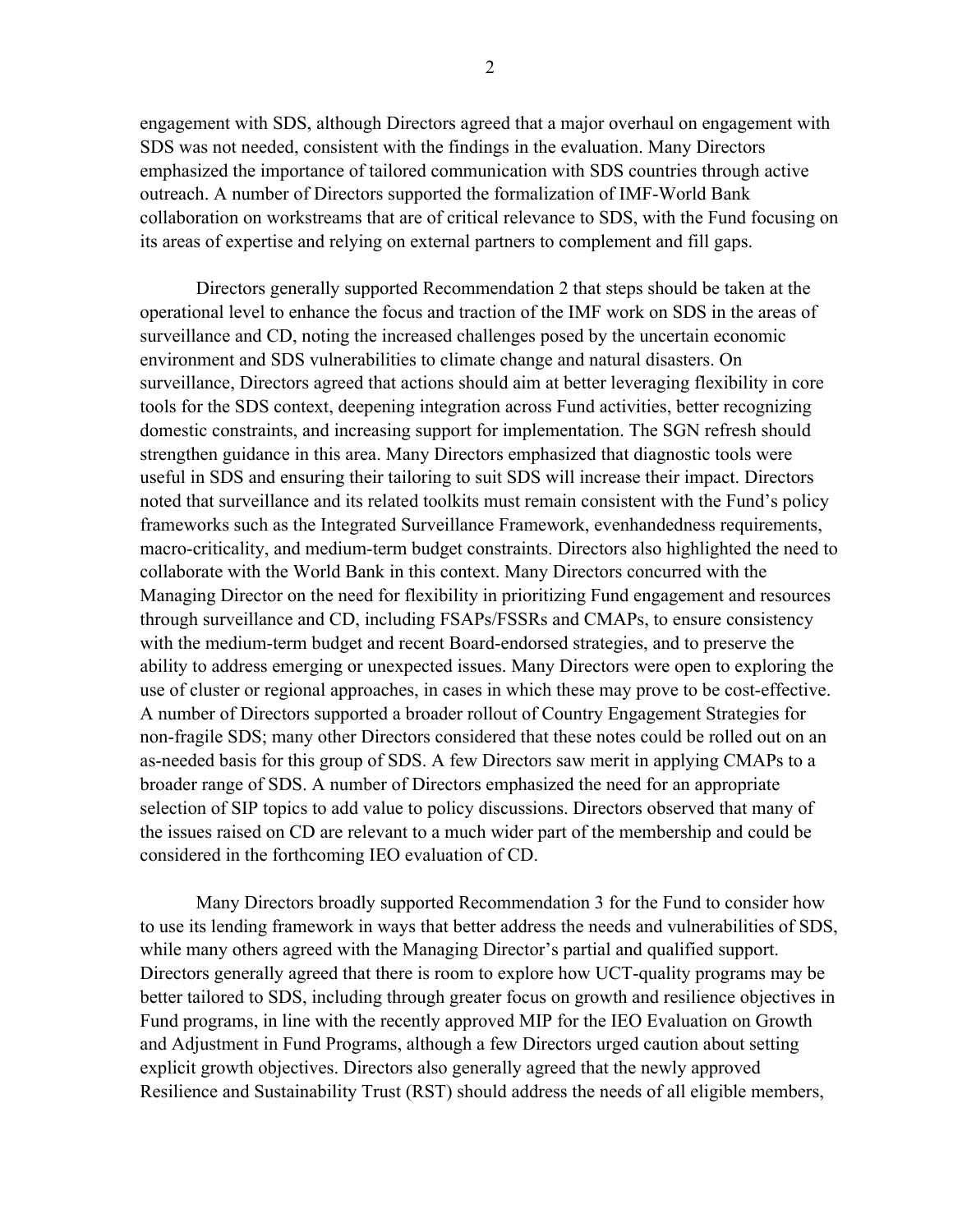engagement with SDS, although Directors agreed that a major overhaul on engagement with SDS was not needed, consistent with the findings in the evaluation. Many Directors emphasized the importance of tailored communication with SDS countries through active outreach. A number of Directors supported the formalization of IMF-World Bank collaboration on workstreams that are of critical relevance to SDS, with the Fund focusing on its areas of expertise and relying on external partners to complement and fill gaps.

Directors generally supported Recommendation 2 that steps should be taken at the operational level to enhance the focus and traction of the IMF work on SDS in the areas of surveillance and CD, noting the increased challenges posed by the uncertain economic environment and SDS vulnerabilities to climate change and natural disasters. On surveillance, Directors agreed that actions should aim at better leveraging flexibility in core tools for the SDS context, deepening integration across Fund activities, better recognizing domestic constraints, and increasing support for implementation. The SGN refresh should strengthen guidance in this area. Many Directors emphasized that diagnostic tools were useful in SDS and ensuring their tailoring to suit SDS will increase their impact. Directors noted that surveillance and its related toolkits must remain consistent with the Fund's policy frameworks such as the Integrated Surveillance Framework, evenhandedness requirements, macro-criticality, and medium-term budget constraints. Directors also highlighted the need to collaborate with the World Bank in this context. Many Directors concurred with the Managing Director on the need for flexibility in prioritizing Fund engagement and resources through surveillance and CD, including FSAPs/FSSRs and CMAPs, to ensure consistency with the medium-term budget and recent Board-endorsed strategies, and to preserve the ability to address emerging or unexpected issues. Many Directors were open to exploring the use of cluster or regional approaches, in cases in which these may prove to be cost-effective. A number of Directors supported a broader rollout of Country Engagement Strategies for non-fragile SDS; many other Directors considered that these notes could be rolled out on an as-needed basis for this group of SDS. A few Directors saw merit in applying CMAPs to a broader range of SDS. A number of Directors emphasized the need for an appropriate selection of SIP topics to add value to policy discussions. Directors observed that many of the issues raised on CD are relevant to a much wider part of the membership and could be considered in the forthcoming IEO evaluation of CD.

Many Directors broadly supported Recommendation 3 for the Fund to consider how to use its lending framework in ways that better address the needs and vulnerabilities of SDS, while many others agreed with the Managing Director's partial and qualified support. Directors generally agreed that there is room to explore how UCT-quality programs may be better tailored to SDS, including through greater focus on growth and resilience objectives in Fund programs, in line with the recently approved MIP for the IEO Evaluation on Growth and Adjustment in Fund Programs, although a few Directors urged caution about setting explicit growth objectives. Directors also generally agreed that the newly approved Resilience and Sustainability Trust (RST) should address the needs of all eligible members,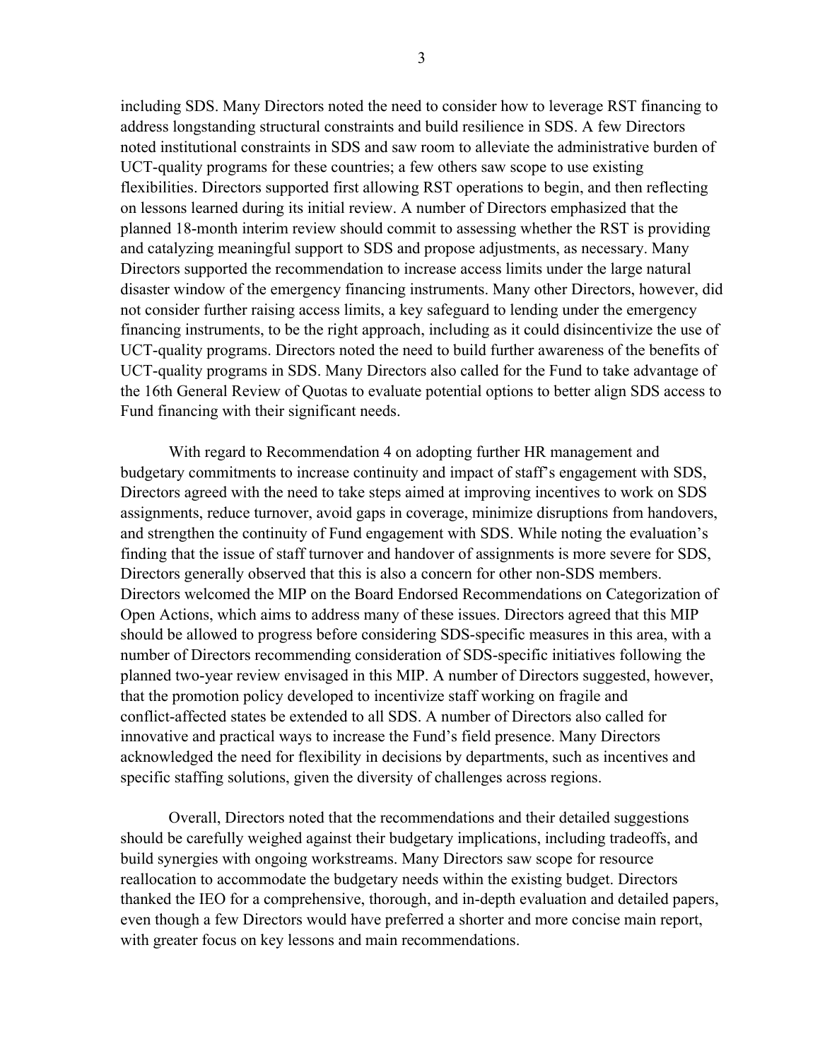including SDS. Many Directors noted the need to consider how to leverage RST financing to address longstanding structural constraints and build resilience in SDS. A few Directors noted institutional constraints in SDS and saw room to alleviate the administrative burden of UCT-quality programs for these countries; a few others saw scope to use existing flexibilities. Directors supported first allowing RST operations to begin, and then reflecting on lessons learned during its initial review. A number of Directors emphasized that the planned 18-month interim review should commit to assessing whether the RST is providing and catalyzing meaningful support to SDS and propose adjustments, as necessary. Many Directors supported the recommendation to increase access limits under the large natural disaster window of the emergency financing instruments. Many other Directors, however, did not consider further raising access limits, a key safeguard to lending under the emergency financing instruments, to be the right approach, including as it could disincentivize the use of UCT-quality programs. Directors noted the need to build further awareness of the benefits of UCT-quality programs in SDS. Many Directors also called for the Fund to take advantage of the 16th General Review of Quotas to evaluate potential options to better align SDS access to Fund financing with their significant needs.

With regard to Recommendation 4 on adopting further HR management and budgetary commitments to increase continuity and impact of staff's engagement with SDS, Directors agreed with the need to take steps aimed at improving incentives to work on SDS assignments, reduce turnover, avoid gaps in coverage, minimize disruptions from handovers, and strengthen the continuity of Fund engagement with SDS. While noting the evaluation's finding that the issue of staff turnover and handover of assignments is more severe for SDS, Directors generally observed that this is also a concern for other non-SDS members. Directors welcomed the MIP on the Board Endorsed Recommendations on Categorization of Open Actions, which aims to address many of these issues. Directors agreed that this MIP should be allowed to progress before considering SDS-specific measures in this area, with a number of Directors recommending consideration of SDS-specific initiatives following the planned two-year review envisaged in this MIP. A number of Directors suggested, however, that the promotion policy developed to incentivize staff working on fragile and conflict-affected states be extended to all SDS. A number of Directors also called for innovative and practical ways to increase the Fund's field presence. Many Directors acknowledged the need for flexibility in decisions by departments, such as incentives and specific staffing solutions, given the diversity of challenges across regions.

Overall, Directors noted that the recommendations and their detailed suggestions should be carefully weighed against their budgetary implications, including tradeoffs, and build synergies with ongoing workstreams. Many Directors saw scope for resource reallocation to accommodate the budgetary needs within the existing budget. Directors thanked the IEO for a comprehensive, thorough, and in-depth evaluation and detailed papers, even though a few Directors would have preferred a shorter and more concise main report, with greater focus on key lessons and main recommendations.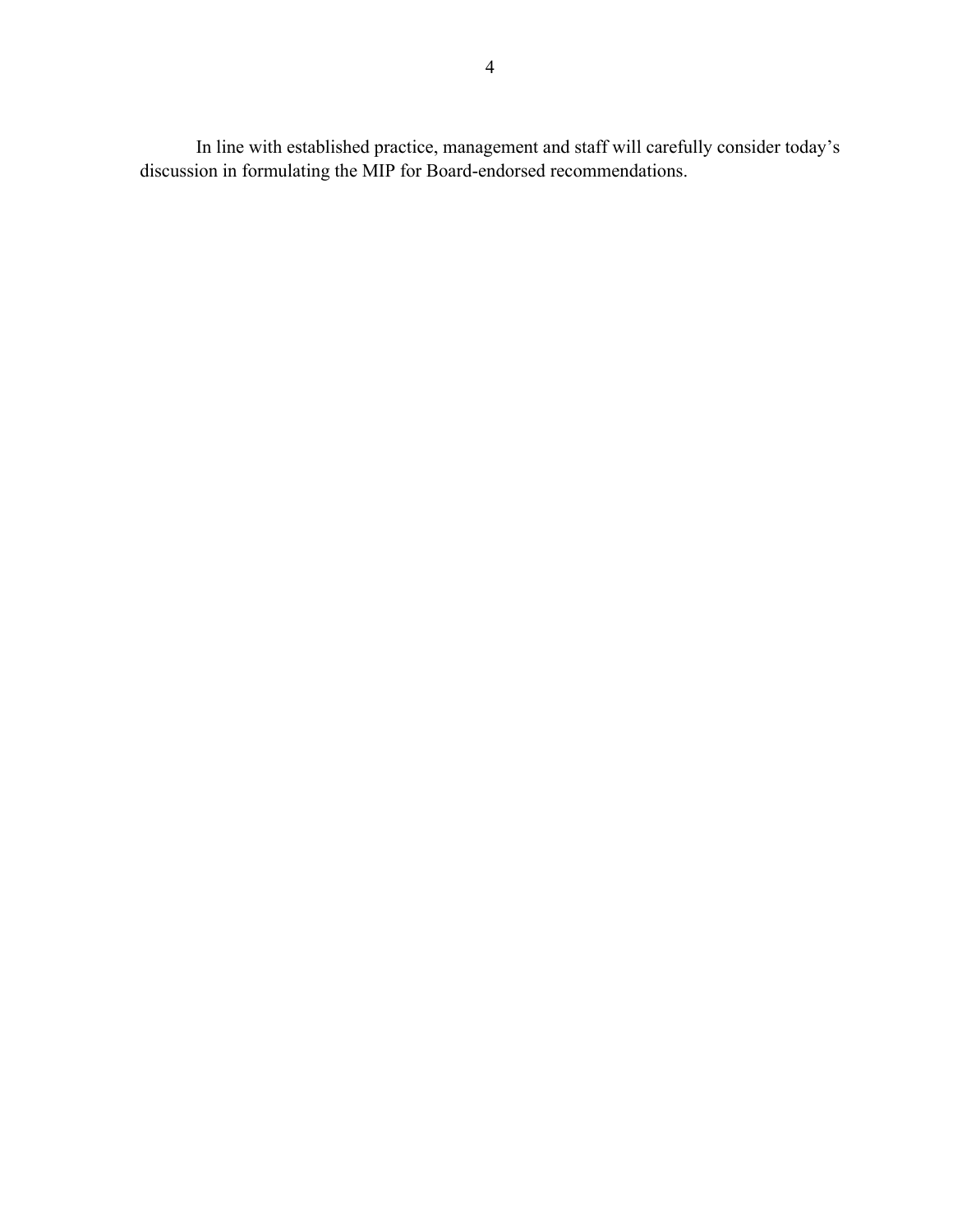In line with established practice, management and staff will carefully consider today's discussion in formulating the MIP for Board-endorsed recommendations.